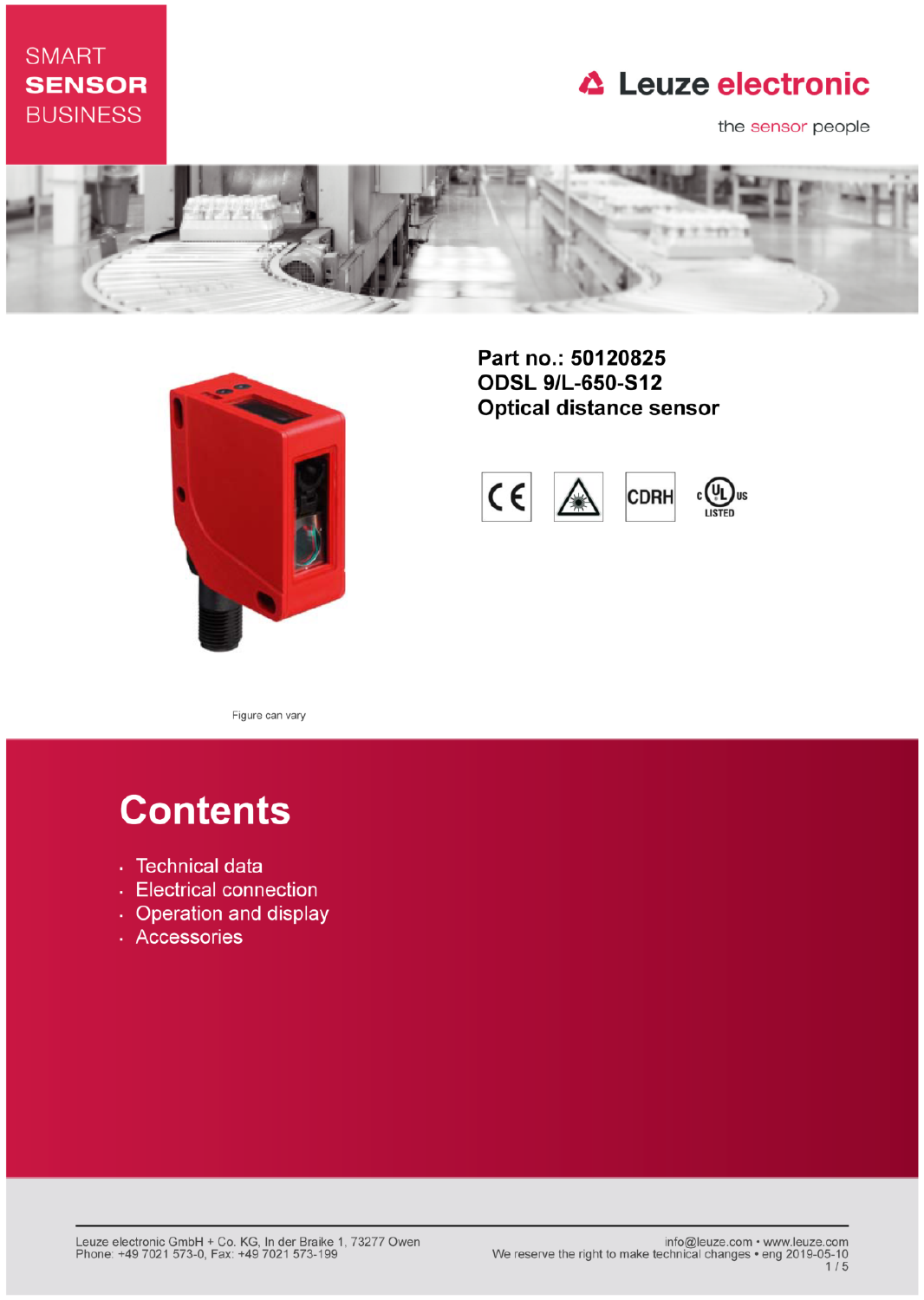SMART
**SENSOR**
BUSINESS

Leuze electronic

the sensor people

**Part no.: 50120825**
**ODSL 9/L-650-S12**
**Optical distance sensor**

Figure can vary

# Contents

- Technical data
- Electrical connection
- Operation and display
- Accessories

Leuze electronic GmbH + Co. KG, In der Braike 1, 73277 Owen
Phone: +49 7021 573-0, Fax: +49 7021 573-199

info@leuze.com • www.leuze.com
We reserve the right to make technical changes • eng 2019-05-10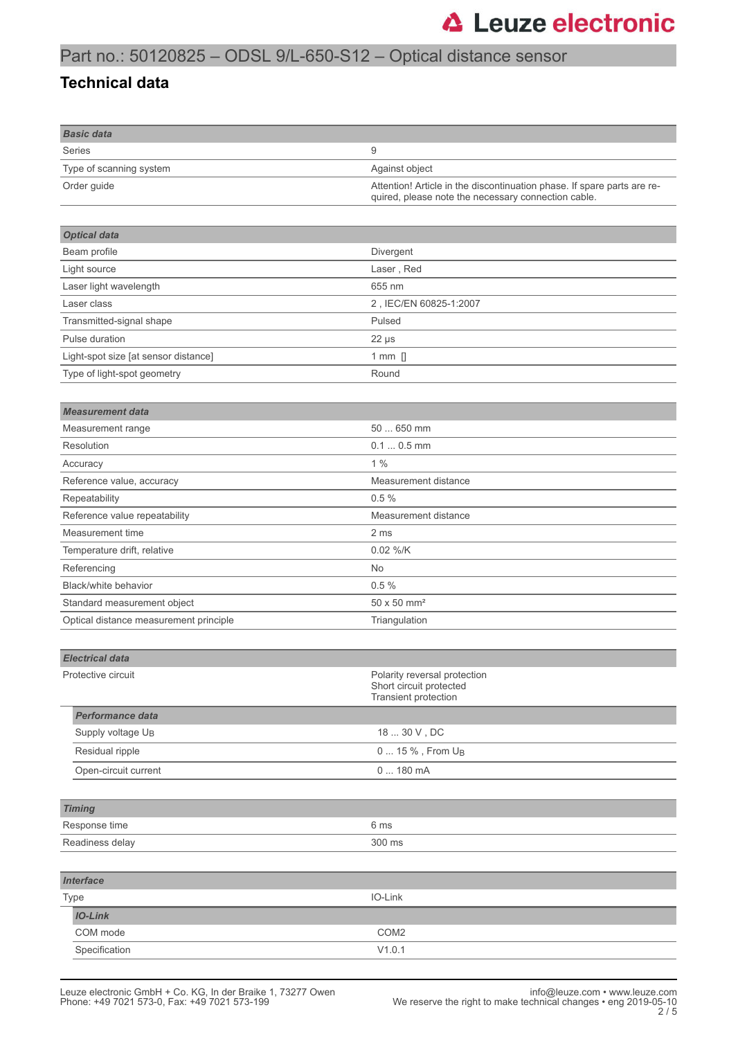# Part no.: 50120825 – ODSL 9/L-650-S12 – Optical distance sensor

## Technical data

| ***Basic data*** | |
|---|---|
| Series | 9 |
| Type of scanning system | Against object |
| Order guide | Attention! Article in the discontinuation phase. If spare parts are required, please note the necessary connection cable. |

| ***Optical data*** | |
|---|---|
| Beam profile | Divergent |
| Light source | Laser , Red |
| Laser light wavelength | 655 nm |
| Laser class | 2 , IEC/EN 60825-1:2007 |
| Transmitted-signal shape | Pulsed |
| Pulse duration | 22 µs |
| Light-spot size [at sensor distance] | 1 mm [] |
| Type of light-spot geometry | Round |

| ***Measurement data*** | |
|---|---|
| Measurement range | 50 ... 650 mm |
| Resolution | 0.1 ... 0.5 mm |
| Accuracy | 1 % |
| Reference value, accuracy | Measurement distance |
| Repeatability | 0.5 % |
| Reference value repeatability | Measurement distance |
| Measurement time | 2 ms |
| Temperature drift, relative | 0.02 %/K |
| Referencing | No |
| Black/white behavior | 0.5 % |
| Standard measurement object | 50 x 50 mm² |
| Optical distance measurement principle | Triangulation |

| ***Electrical data*** | |
|---|---|
| Protective circuit | Polarity reversal protection<br>Short circuit protected<br>Transient protection |
| ***Performance data*** | |
| Supply voltage $U_B$ | 18 ... 30 V , DC |
| Residual ripple | 0 ... 15 % , From $U_B$ |
| Open-circuit current | 0 ... 180 mA |

| ***Timing*** | |
|---|---|
| Response time | 6 ms |
| Readiness delay | 300 ms |

| ***Interface*** | |
|---|---|
| Type | IO-Link |
| ***IO-Link*** | |
| COM mode | COM2 |
| Specification | V1.0.1 |

Leuze electronic GmbH + Co. KG, In der Braike 1, 73277 Owen
Phone: +49 7021 573-0, Fax: +49 7021 573-199

info@leuze.com • www.leuze.com
We reserve the right to make technical changes • eng 2019-05-10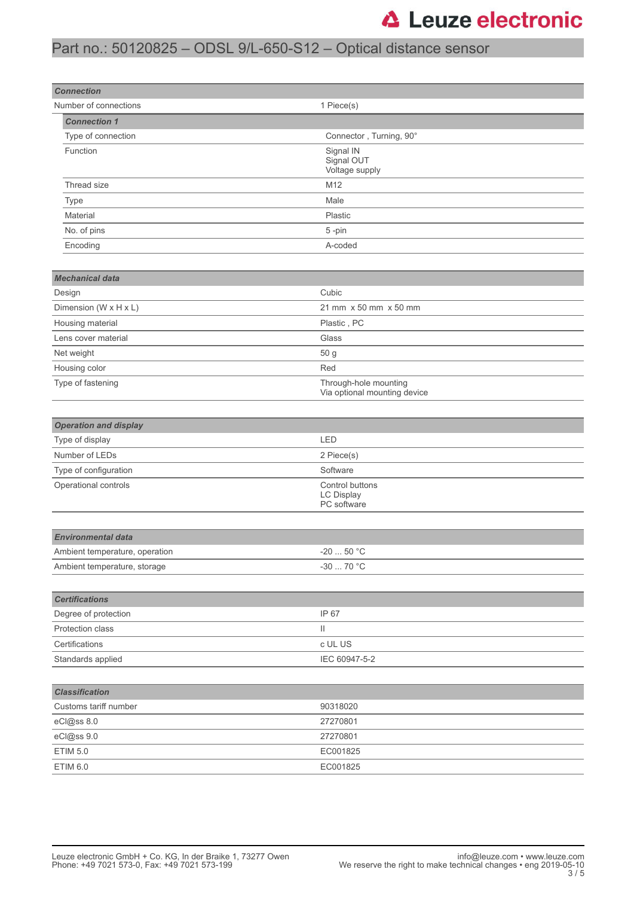# Part no.: 50120825 – ODSL 9/L-650-S12 – Optical distance sensor

| **Connection** | |
|---|---|
| Number of connections | 1 Piece(s) |

| **Connection 1** | |
|---|---|
| Type of connection | Connector , Turning, 90° |
| Function | Signal IN<br>Signal OUT<br>Voltage supply |
| Thread size | M12 |
| Type | Male |
| Material | Plastic |
| No. of pins | 5 -pin |
| Encoding | A-coded |

| **Mechanical data** | |
|---|---|
| Design | Cubic |
| Dimension (W x H x L) | 21 mm x 50 mm x 50 mm |
| Housing material | Plastic , PC |
| Lens cover material | Glass |
| Net weight | 50 g |
| Housing color | Red |
| Type of fastening | Through-hole mounting<br>Via optional mounting device |

| **Operation and display** | |
|---|---|
| Type of display | LED |
| Number of LEDs | 2 Piece(s) |
| Type of configuration | Software |
| Operational controls | Control buttons<br>LC Display<br>PC software |

| **Environmental data** | |
|---|---|
| Ambient temperature, operation | -20 ... 50 °C |
| Ambient temperature, storage | -30 ... 70 °C |

| **Certifications** | |
|---|---|
| Degree of protection | IP 67 |
| Protection class | II |
| Certifications | c UL US |
| Standards applied | IEC 60947-5-2 |

| **Classification** | |
|---|---|
| Customs tariff number | 90318020 |
| eCl@ss 8.0 | 27270801 |
| eCl@ss 9.0 | 27270801 |
| ETIM 5.0 | EC001825 |
| ETIM 6.0 | EC001825 |

Leuze electronic GmbH + Co. KG, In der Braike 1, 73277 Owen
Phone: +49 7021 573-0, Fax: +49 7021 573-199

info@leuze.com • www.leuze.com
We reserve the right to make technical changes • eng 2019-05-10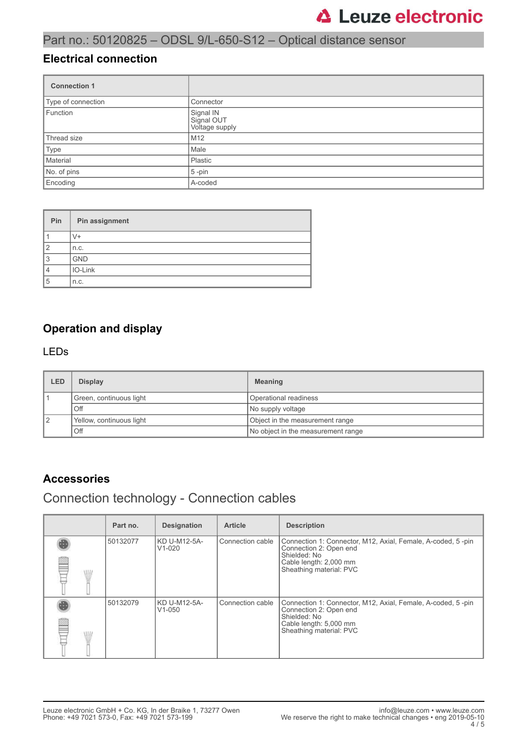Part no.: 50120825 – ODSL 9/L-650-S12 – Optical distance sensor

## Electrical connection

| Connection 1 | |
|---|---|
| Type of connection | Connector |
| Function | Signal IN<br>Signal OUT<br>Voltage supply |
| Thread size | M12 |
| Type | Male |
| Material | Plastic |
| No. of pins | 5 -pin |
| Encoding | A-coded |

| Pin | Pin assignment |
|---|---|
| 1 | V+ |
| 2 | n.c. |
| 3 | GND |
| 4 | IO-Link |
| 5 | n.c. |

## Operation and display

### LEDs

| LED | Display | Meaning |
|---|---|---|
| 1 | Green, continuous light | Operational readiness |
| | Off | No supply voltage |
| 2 | Yellow, continuous light | Object in the measurement range |
| | Off | No object in the measurement range |

## Accessories

### Connection technology - Connection cables

| | Part no. | Designation | Article | Description |
|---|---|---|---|---|
| | 50132077 | KD U-M12-5A-V1-020 | Connection cable | Connection 1: Connector, M12, Axial, Female, A-coded, 5 -pin<br>Connection 2: Open end<br>Shielded: No<br>Cable length: 2,000 mm<br>Sheathing material: PVC |
| | 50132079 | KD U-M12-5A-V1-050 | Connection cable | Connection 1: Connector, M12, Axial, Female, A-coded, 5 -pin<br>Connection 2: Open end<br>Shielded: No<br>Cable length: 5,000 mm<br>Sheathing material: PVC |

Leuze electronic GmbH + Co. KG, In der Braike 1, 73277 Owen
Phone: +49 7021 573-0, Fax: +49 7021 573-199

info@leuze.com • www.leuze.com
We reserve the right to make technical changes • eng 2019-05-10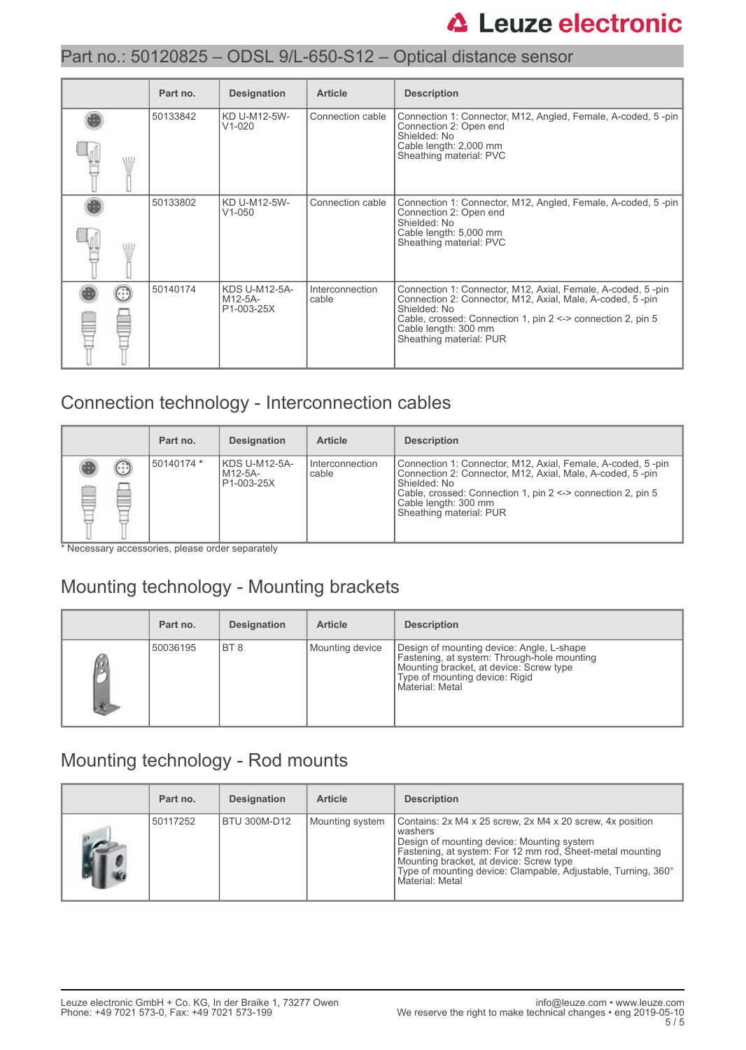| | Part no. | Designation | Article | Description |
|---|---|---|---|---|
| | 50133842 | KD U-M12-5W-V1-020 | Connection cable | Connection 1: Connector, M12, Angled, Female, A-coded, 5 -pin<br>Connection 2: Open end<br>Shielded: No<br>Cable length: 2,000 mm<br>Sheathing material: PVC |
| | 50133802 | KD U-M12-5W-V1-050 | Connection cable | Connection 1: Connector, M12, Angled, Female, A-coded, 5 -pin<br>Connection 2: Open end<br>Shielded: No<br>Cable length: 5,000 mm<br>Sheathing material: PVC |
| | 50140174 | KDS U-M12-5A-M12-5A-P1-003-25X | Interconnection cable | Connection 1: Connector, M12, Axial, Female, A-coded, 5 -pin<br>Connection 2: Connector, M12, Axial, Male, A-coded, 5 -pin<br>Shielded: No<br>Cable, crossed: Connection 1, pin 2 <-> connection 2, pin 5<br>Cable length: 300 mm<br>Sheathing material: PUR |

## Connection technology - Interconnection cables

| | Part no. | Designation | Article | Description |
|---|---|---|---|---|
| | 50140174 * | KDS U-M12-5A-M12-5A-P1-003-25X | Interconnection cable | Connection 1: Connector, M12, Axial, Female, A-coded, 5 -pin<br>Connection 2: Connector, M12, Axial, Male, A-coded, 5 -pin<br>Shielded: No<br>Cable, crossed: Connection 1, pin 2 <-> connection 2, pin 5<br>Cable length: 300 mm<br>Sheathing material: PUR |

* Necessary accessories, please order separately

## Mounting technology - Mounting brackets

| | Part no. | Designation | Article | Description |
|---|---|---|---|---|
| | 50036195 | BT 8 | Mounting device | Design of mounting device: Angle, L-shape<br>Fastening, at system: Through-hole mounting<br>Mounting bracket, at device: Screw type<br>Type of mounting device: Rigid<br>Material: Metal |

## Mounting technology - Rod mounts

| | Part no. | Designation | Article | Description |
|---|---|---|---|---|
| | 50117252 | BTU 300M-D12 | Mounting system | Contains: 2x M4 x 25 screw, 2x M4 x 20 screw, 4x position washers<br>Design of mounting device: Mounting system<br>Fastening, at system: For 12 mm rod, Sheet-metal mounting<br>Mounting bracket, at device: Screw type<br>Type of mounting device: Clampable, Adjustable, Turning, 360°<br>Material: Metal |

Leuze electronic GmbH + Co. KG, In der Braike 1, 73277 Owen
Phone: +49 7021 573-0, Fax: +49 7021 573-199

info@leuze.com • www.leuze.com
We reserve the right to make technical changes • eng 2019-05-10